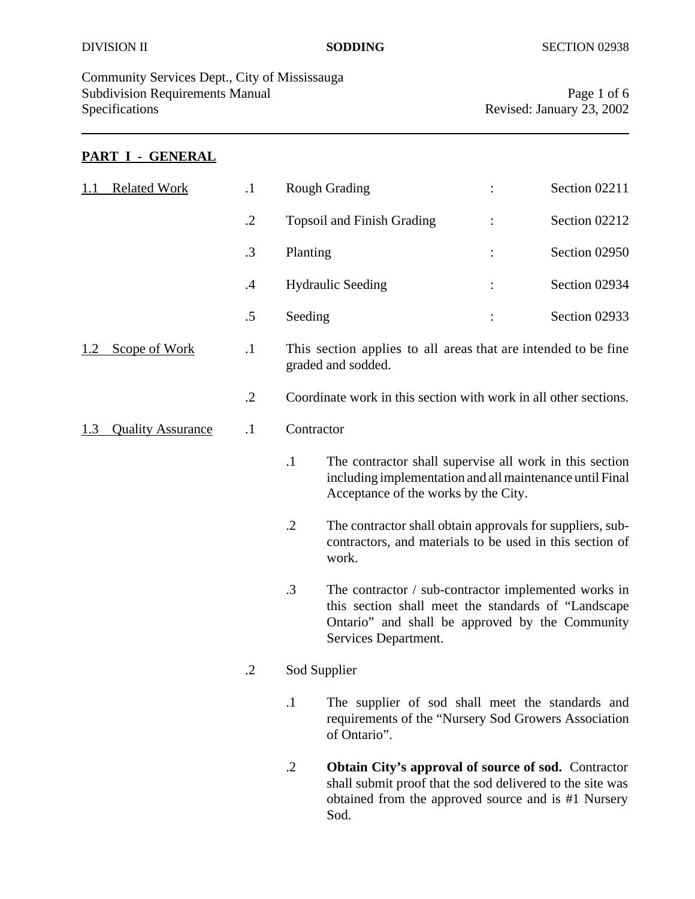DIVISION II **SODDING** SECTION 02938

Community Services Dept., City of Mississauga
Subdivision Requirements Manual
Specifications
Revised: January 23, 2002

## PART I - GENERAL

**1.1 Related Work**

.1 Rough Grading : Section 02211

.2 Topsoil and Finish Grading : Section 02212

.3 Planting : Section 02950

.4 Hydraulic Seeding : Section 02934

.5 Seeding : Section 02933

**1.2 Scope of Work**

.1 This section applies to all areas that are intended to be fine graded and sodded.

.2 Coordinate work in this section with work in all other sections.

**1.3 Quality Assurance**

.1 Contractor

- .1 The contractor shall supervise all work in this section including implementation and all maintenance until Final Acceptance of the works by the City.
- .2 The contractor shall obtain approvals for suppliers, sub-contractors, and materials to be used in this section of work.
- .3 The contractor / sub-contractor implemented works in this section shall meet the standards of "Landscape Ontario" and shall be approved by the Community Services Department.

.2 Sod Supplier

- .1 The supplier of sod shall meet the standards and requirements of the "Nursery Sod Growers Association of Ontario".
- .2 **Obtain City's approval of source of sod.** Contractor shall submit proof that the sod delivered to the site was obtained from the approved source and is #1 Nursery Sod.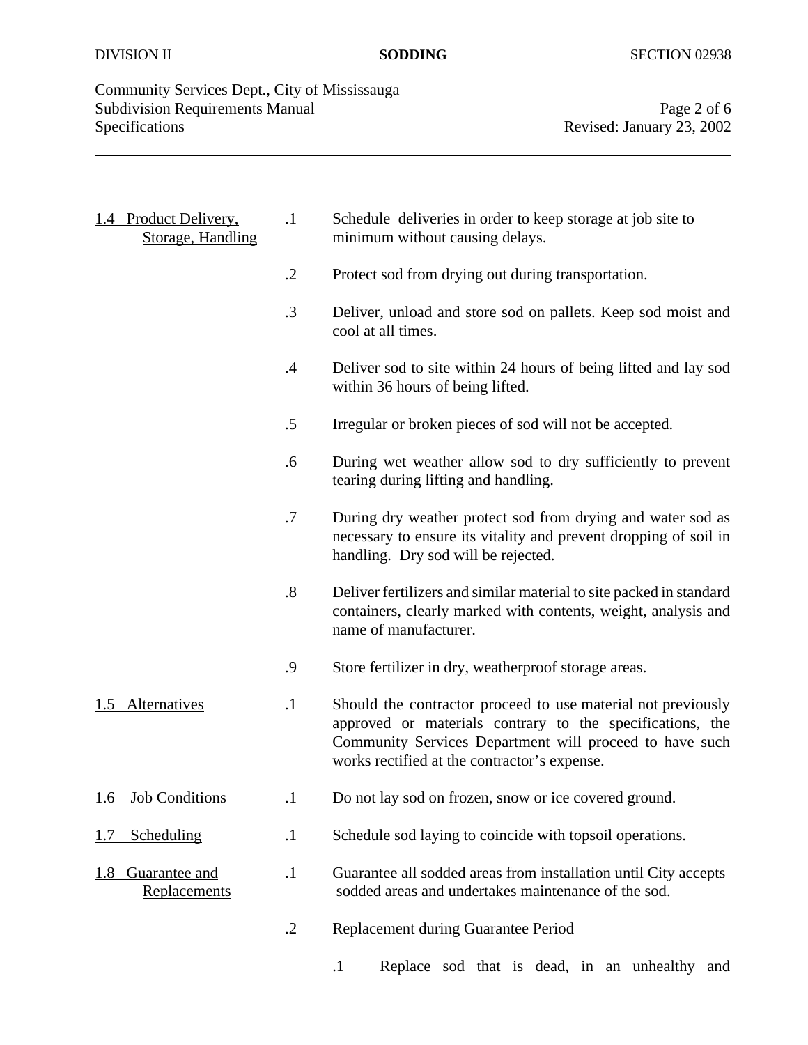### 1.4 Product Delivery, Storage, Handling

.1 Schedule deliveries in order to keep storage at job site to minimum without causing delays.

.2 Protect sod from drying out during transportation.

.3 Deliver, unload and store sod on pallets. Keep sod moist and cool at all times.

.4 Deliver sod to site within 24 hours of being lifted and lay sod within 36 hours of being lifted.

.5 Irregular or broken pieces of sod will not be accepted.

.6 During wet weather allow sod to dry sufficiently to prevent tearing during lifting and handling.

.7 During dry weather protect sod from drying and water sod as necessary to ensure its vitality and prevent dropping of soil in handling. Dry sod will be rejected.

.8 Deliver fertilizers and similar material to site packed in standard containers, clearly marked with contents, weight, analysis and name of manufacturer.

.9 Store fertilizer in dry, weatherproof storage areas.

### 1.5 Alternatives

.1 Should the contractor proceed to use material not previously approved or materials contrary to the specifications, the Community Services Department will proceed to have such works rectified at the contractor's expense.

### 1.6 Job Conditions

.1 Do not lay sod on frozen, snow or ice covered ground.

### 1.7 Scheduling

.1 Schedule sod laying to coincide with topsoil operations.

### 1.8 Guarantee and Replacements

.1 Guarantee all sodded areas from installation until City accepts sodded areas and undertakes maintenance of the sod.

.2 Replacement during Guarantee Period

- .1 Replace sod that is dead, in an unhealthy and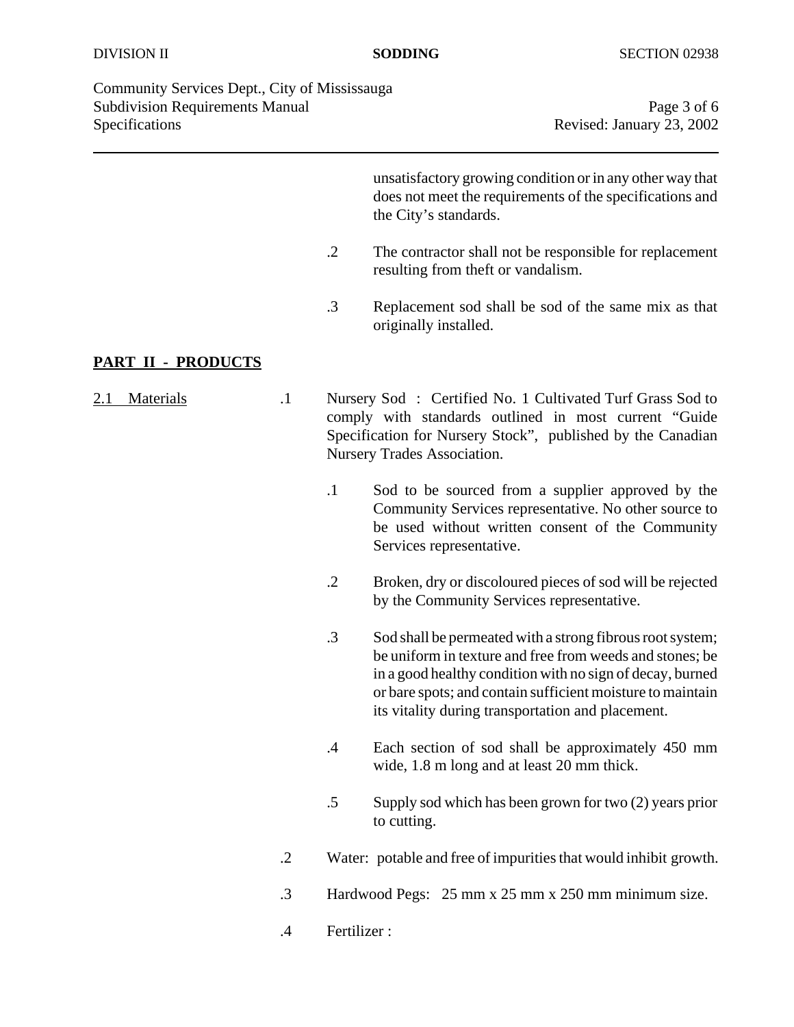unsatisfactory growing condition or in any other way that does not meet the requirements of the specifications and the City's standards.

.2 The contractor shall not be responsible for replacement resulting from theft or vandalism.

.3 Replacement sod shall be sod of the same mix as that originally installed.

## PART II - PRODUCTS

**2.1 Materials**

.1 Nursery Sod : Certified No. 1 Cultivated Turf Grass Sod to comply with standards outlined in most current "Guide Specification for Nursery Stock", published by the Canadian Nursery Trades Association.

- .1 Sod to be sourced from a supplier approved by the Community Services representative. No other source to be used without written consent of the Community Services representative.
- .2 Broken, dry or discoloured pieces of sod will be rejected by the Community Services representative.
- .3 Sod shall be permeated with a strong fibrous root system; be uniform in texture and free from weeds and stones; be in a good healthy condition with no sign of decay, burned or bare spots; and contain sufficient moisture to maintain its vitality during transportation and placement.
- .4 Each section of sod shall be approximately 450 mm wide, 1.8 m long and at least 20 mm thick.
- .5 Supply sod which has been grown for two (2) years prior to cutting.

.2 Water: potable and free of impurities that would inhibit growth.

.3 Hardwood Pegs: 25 mm x 25 mm x 250 mm minimum size.

.4 Fertilizer :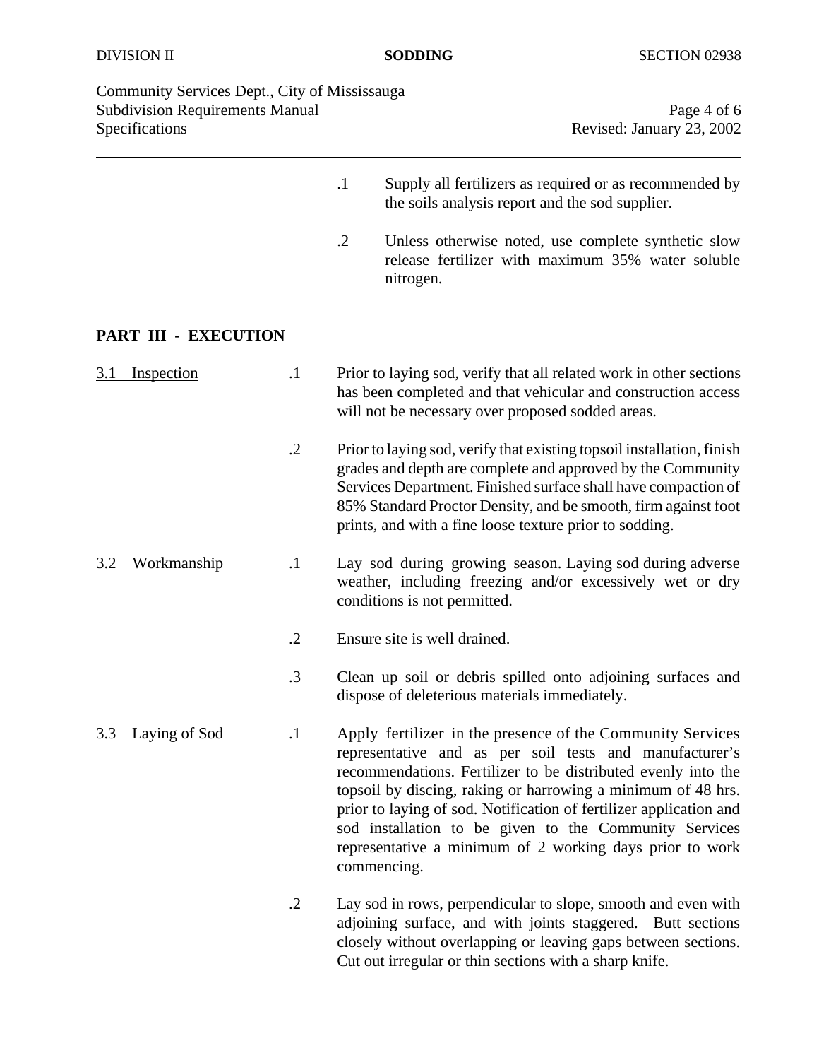.1 Supply all fertilizers as required or as recommended by the soils analysis report and the sod supplier.

.2 Unless otherwise noted, use complete synthetic slow release fertilizer with maximum 35% water soluble nitrogen.

## PART III - EXECUTION

**3.1 Inspection**

.1 Prior to laying sod, verify that all related work in other sections has been completed and that vehicular and construction access will not be necessary over proposed sodded areas.

.2 Prior to laying sod, verify that existing topsoil installation, finish grades and depth are complete and approved by the Community Services Department. Finished surface shall have compaction of 85% Standard Proctor Density, and be smooth, firm against foot prints, and with a fine loose texture prior to sodding.

**3.2 Workmanship**

.1 Lay sod during growing season. Laying sod during adverse weather, including freezing and/or excessively wet or dry conditions is not permitted.

.2 Ensure site is well drained.

.3 Clean up soil or debris spilled onto adjoining surfaces and dispose of deleterious materials immediately.

**3.3 Laying of Sod**

.1 Apply fertilizer in the presence of the Community Services representative and as per soil tests and manufacturer's recommendations. Fertilizer to be distributed evenly into the topsoil by discing, raking or harrowing a minimum of 48 hrs. prior to laying of sod. Notification of fertilizer application and sod installation to be given to the Community Services representative a minimum of 2 working days prior to work commencing.

.2 Lay sod in rows, perpendicular to slope, smooth and even with adjoining surface, and with joints staggered. Butt sections closely without overlapping or leaving gaps between sections. Cut out irregular or thin sections with a sharp knife.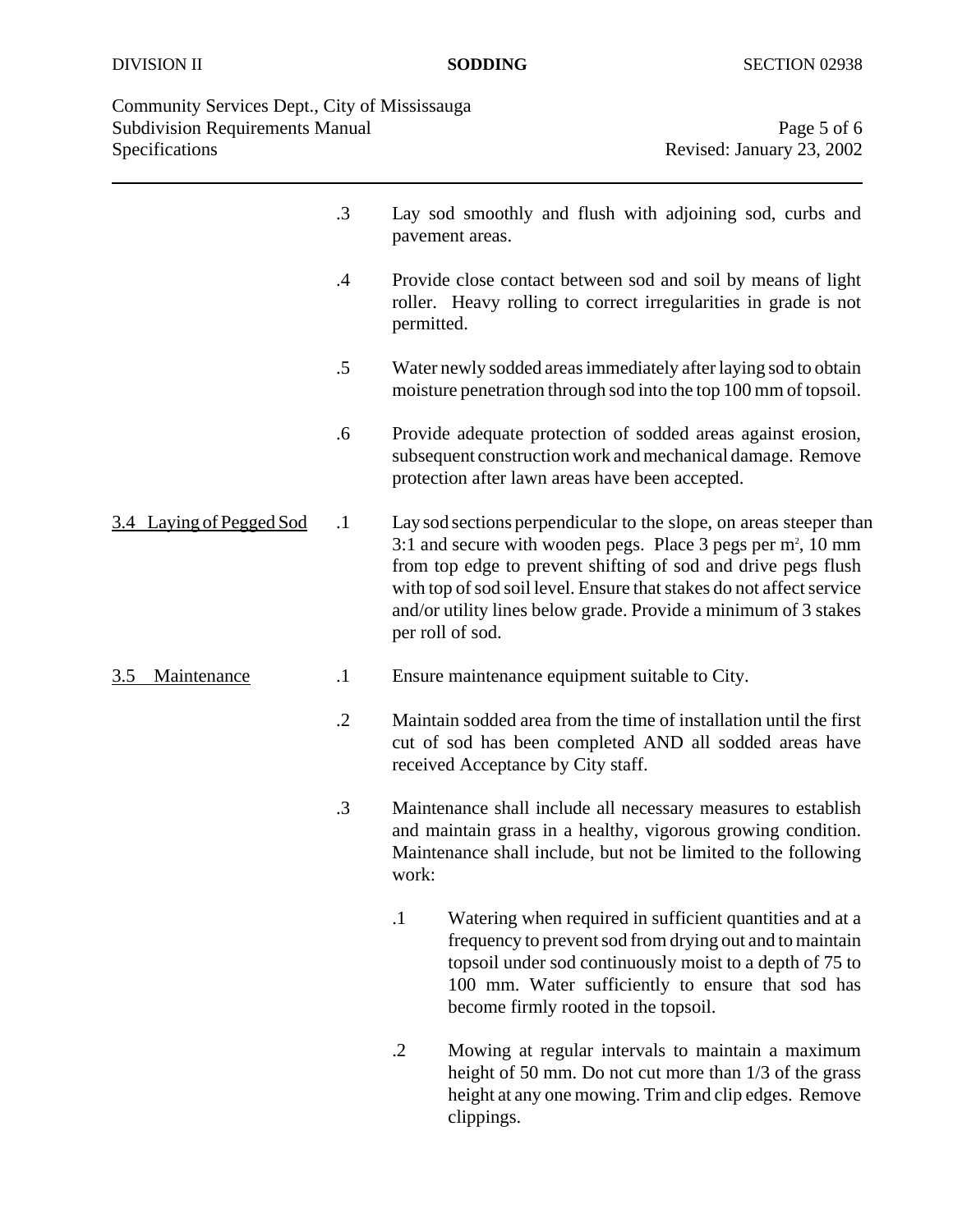.3 Lay sod smoothly and flush with adjoining sod, curbs and pavement areas.

.4 Provide close contact between sod and soil by means of light roller. Heavy rolling to correct irregularities in grade is not permitted.

.5 Water newly sodded areas immediately after laying sod to obtain moisture penetration through sod into the top 100 mm of topsoil.

.6 Provide adequate protection of sodded areas against erosion, subsequent construction work and mechanical damage. Remove protection after lawn areas have been accepted.

## 3.4 Laying of Pegged Sod

.1 Lay sod sections perpendicular to the slope, on areas steeper than 3:1 and secure with wooden pegs. Place 3 pegs per $m^2$, 10 mm from top edge to prevent shifting of sod and drive pegs flush with top of sod soil level. Ensure that stakes do not affect service and/or utility lines below grade. Provide a minimum of 3 stakes per roll of sod.

## 3.5 Maintenance

.1 Ensure maintenance equipment suitable to City.

.2 Maintain sodded area from the time of installation until the first cut of sod has been completed AND all sodded areas have received Acceptance by City staff.

.3 Maintenance shall include all necessary measures to establish and maintain grass in a healthy, vigorous growing condition. Maintenance shall include, but not be limited to the following work:

.1 Watering when required in sufficient quantities and at a frequency to prevent sod from drying out and to maintain topsoil under sod continuously moist to a depth of 75 to 100 mm. Water sufficiently to ensure that sod has become firmly rooted in the topsoil.

.2 Mowing at regular intervals to maintain a maximum height of 50 mm. Do not cut more than 1/3 of the grass height at any one mowing. Trim and clip edges. Remove clippings.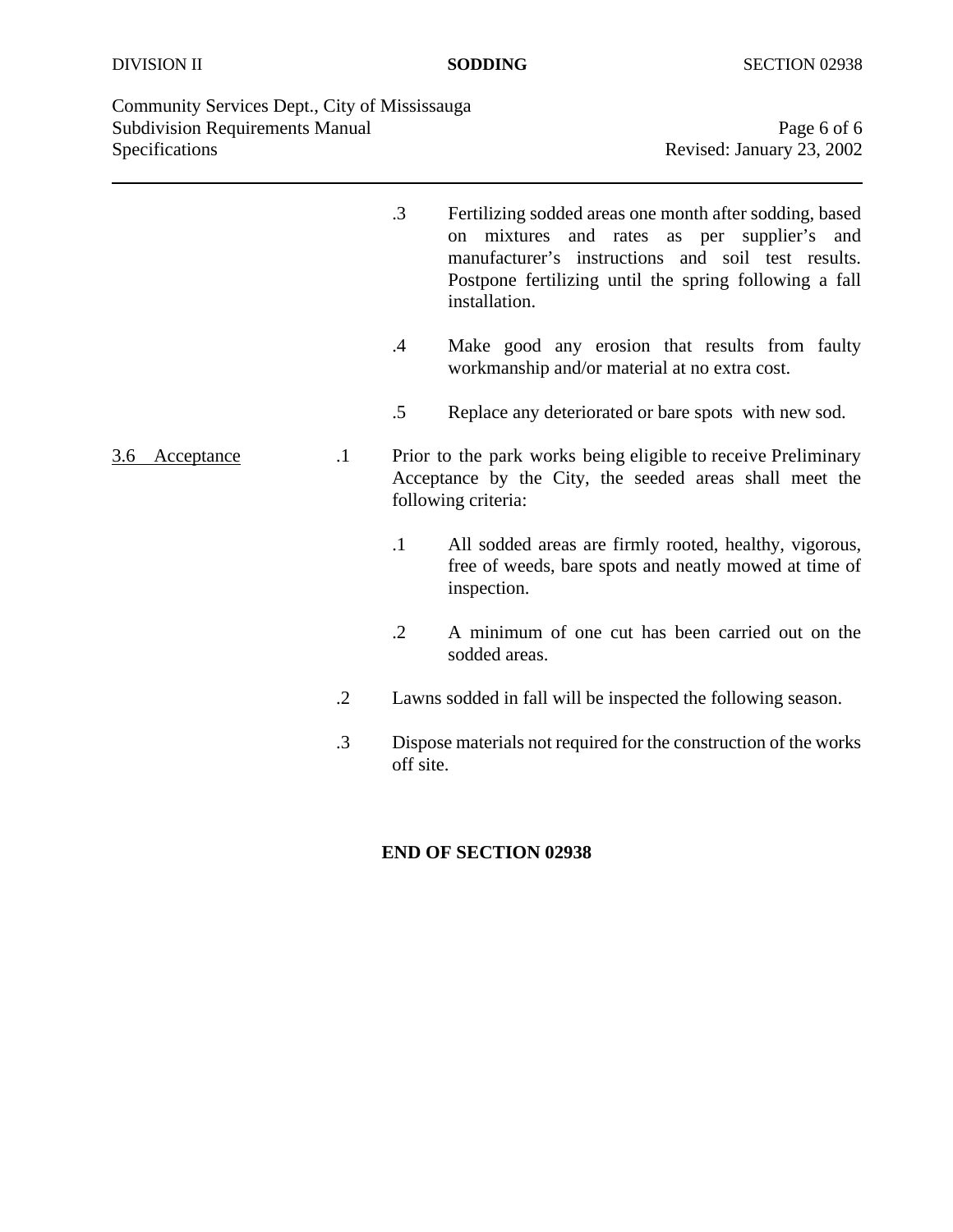.3 Fertilizing sodded areas one month after sodding, based on mixtures and rates as per supplier's and manufacturer's instructions and soil test results. Postpone fertilizing until the spring following a fall installation.

.4 Make good any erosion that results from faulty workmanship and/or material at no extra cost.

.5 Replace any deteriorated or bare spots with new sod.

### 3.6 Acceptance

.1 Prior to the park works being eligible to receive Preliminary Acceptance by the City, the seeded areas shall meet the following criteria:

.1 All sodded areas are firmly rooted, healthy, vigorous, free of weeds, bare spots and neatly mowed at time of inspection.

.2 A minimum of one cut has been carried out on the sodded areas.

.2 Lawns sodded in fall will be inspected the following season.

.3 Dispose materials not required for the construction of the works off site.

**END OF SECTION 02938**